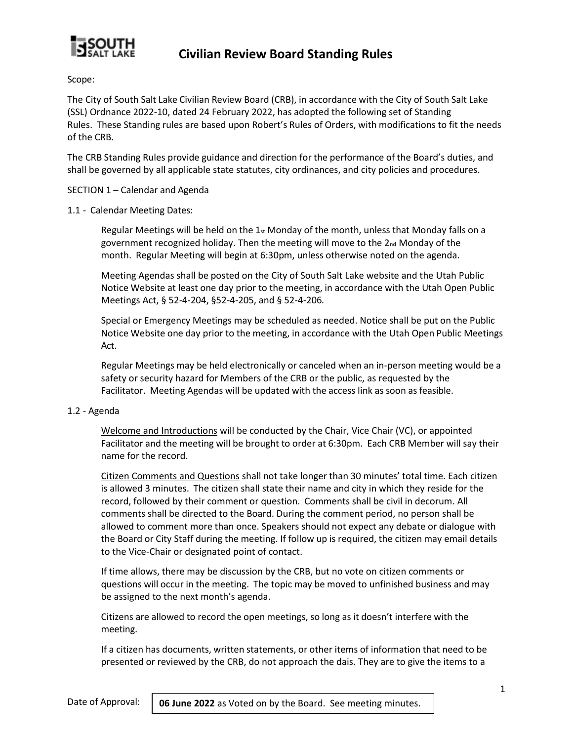# Civilian Review Board Standing Rules

Scope:

The City of South Salt Lake Civilian Review Board (CRB), in accordance with the City of South Salt Lake (SSL) Ordnance 2022-10, dated 24 February 2022, has adopted the following set of Standing Rules. These Standing rules are based upon Robert's Rules of Orders, with modifications to fit the needs of the CRB.

The CRB Standing Rules provide guidance and direction for the performance of the Board's duties, and shall be governed by all applicable state statutes, city ordinances, and city policies and procedures.

SECTION 1 – Calendar and Agenda

1.1 - Calendar Meeting Dates:

Regular Meetings will be held on the 1st Monday of the month, unless that Monday falls on a government recognized holiday. Then the meeting will move to the 2nd Monday of the month. Regular Meeting will begin at 6:30pm, unless otherwise noted on the agenda.

Meeting Agendas shall be posted on the City of South Salt Lake website and the Utah Public Notice Website at least one day prior to the meeting, in accordance with the Utah Open Public Meetings Act, § 52-4-204, §52-4-205, and § 52-4-206.

Special or Emergency Meetings may be scheduled as needed. Notice shall be put on the Public Notice Website one day prior to the meeting, in accordance with the Utah Open Public Meetings Act.

Regular Meetings may be held electronically or canceled when an in-person meeting would be a safety or security hazard for Members of the CRB or the public, as requested by the Facilitator. Meeting Agendas will be updated with the access link as soon as feasible.

1.2 - Agenda

Welcome and Introductions will be conducted by the Chair, Vice Chair (VC), or appointed Facilitator and the meeting will be brought to order at 6:30pm. Each CRB Member will say their name for the record.

Citizen Comments and Questions shall not take longer than 30 minutes' total time. Each citizen is allowed 3 minutes. The citizen shall state their name and city in which they reside for the record, followed by their comment or question. Comments shall be civil in decorum. All comments shall be directed to the Board. During the comment period, no person shall be allowed to comment more than once. Speakers should not expect any debate or dialogue with the Board or City Staff during the meeting. If follow up is required, the citizen may email details to the Vice-Chair or designated point of contact.

If time allows, there may be discussion by the CRB, but no vote on citizen comments or questions will occur in the meeting. The topic may be moved to unfinished business and may be assigned to the next month's agenda.

Citizens are allowed to record the open meetings, so long as it doesn't interfere with the meeting.

If a citizen has documents, written statements, or other items of information that need to be presented or reviewed by the CRB, do not approach the dais. They are to give the items to a

Date of Approval: **06 June 2022** as Voted on by the Board. See meeting minutes.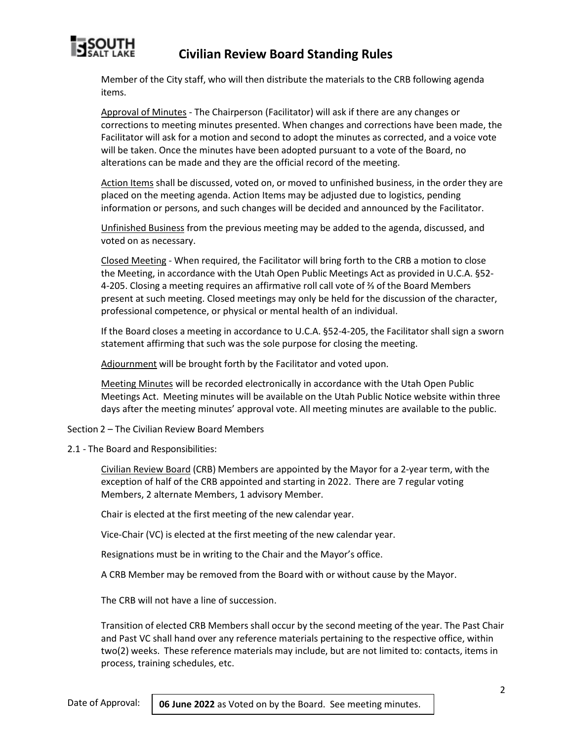Member of the City staff, who will then distribute the materials to the CRB following agenda items.

Approval of Minutes - The Chairperson (Facilitator) will ask if there are any changes or corrections to meeting minutes presented. When changes and corrections have been made, the Facilitator will ask for a motion and second to adopt the minutes as corrected, and a voice vote will be taken. Once the minutes have been adopted pursuant to a vote of the Board, no alterations can be made and they are the official record of the meeting.

Action Items shall be discussed, voted on, or moved to unfinished business, in the order they are placed on the meeting agenda. Action Items may be adjusted due to logistics, pending information or persons, and such changes will be decided and announced by the Facilitator.

Unfinished Business from the previous meeting may be added to the agenda, discussed, and voted on as necessary.

Closed Meeting - When required, the Facilitator will bring forth to the CRB a motion to close the Meeting, in accordance with the Utah Open Public Meetings Act as provided in U.C.A. §52-4-205. Closing a meeting requires an affirmative roll call vote of ⅔ of the Board Members present at such meeting. Closed meetings may only be held for the discussion of the character, professional competence, or physical or mental health of an individual.

If the Board closes a meeting in accordance to U.C.A. §52-4-205, the Facilitator shall sign a sworn statement affirming that such was the sole purpose for closing the meeting.

Adjournment will be brought forth by the Facilitator and voted upon.

Meeting Minutes will be recorded electronically in accordance with the Utah Open Public Meetings Act. Meeting minutes will be available on the Utah Public Notice website within three days after the meeting minutes' approval vote. All meeting minutes are available to the public.

Section 2 – The Civilian Review Board Members

2.1 - The Board and Responsibilities:

Civilian Review Board (CRB) Members are appointed by the Mayor for a 2-year term, with the exception of half of the CRB appointed and starting in 2022. There are 7 regular voting Members, 2 alternate Members, 1 advisory Member.

Chair is elected at the first meeting of the new calendar year.

Vice-Chair (VC) is elected at the first meeting of the new calendar year.

Resignations must be in writing to the Chair and the Mayor's office.

A CRB Member may be removed from the Board with or without cause by the Mayor.

The CRB will not have a line of succession.

Transition of elected CRB Members shall occur by the second meeting of the year. The Past Chair and Past VC shall hand over any reference materials pertaining to the respective office, within two(2) weeks. These reference materials may include, but are not limited to: contacts, items in process, training schedules, etc.

Date of Approval: **06 June 2022** as Voted on by the Board. See meeting minutes.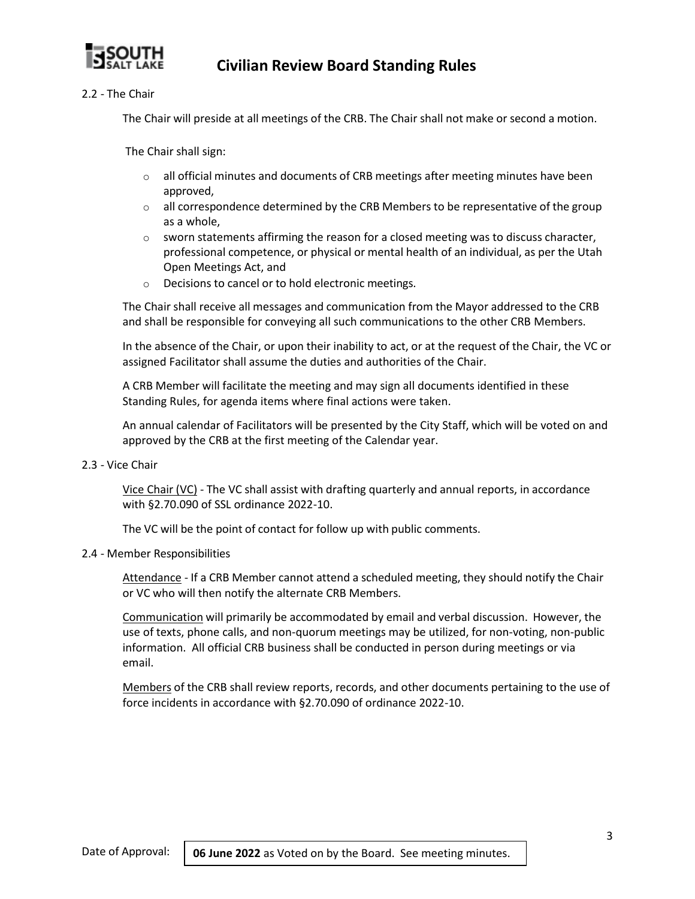### 2.2 - The Chair

The Chair will preside at all meetings of the CRB. The Chair shall not make or second a motion.

The Chair shall sign:

- all official minutes and documents of CRB meetings after meeting minutes have been approved,
- all correspondence determined by the CRB Members to be representative of the group as a whole,
- sworn statements affirming the reason for a closed meeting was to discuss character, professional competence, or physical or mental health of an individual, as per the Utah Open Meetings Act, and
- Decisions to cancel or to hold electronic meetings.

The Chair shall receive all messages and communication from the Mayor addressed to the CRB and shall be responsible for conveying all such communications to the other CRB Members.

In the absence of the Chair, or upon their inability to act, or at the request of the Chair, the VC or assigned Facilitator shall assume the duties and authorities of the Chair.

A CRB Member will facilitate the meeting and may sign all documents identified in these Standing Rules, for agenda items where final actions were taken.

An annual calendar of Facilitators will be presented by the City Staff, which will be voted on and approved by the CRB at the first meeting of the Calendar year.

### 2.3 - Vice Chair

<u>Vice Chair (VC)</u> - The VC shall assist with drafting quarterly and annual reports, in accordance with §2.70.090 of SSL ordinance 2022-10.

The VC will be the point of contact for follow up with public comments.

### 2.4 - Member Responsibilities

<u>Attendance</u> - If a CRB Member cannot attend a scheduled meeting, they should notify the Chair or VC who will then notify the alternate CRB Members.

<u>Communication</u> will primarily be accommodated by email and verbal discussion. However, the use of texts, phone calls, and non-quorum meetings may be utilized, for non-voting, non-public information. All official CRB business shall be conducted in person during meetings or via email.

<u>Members</u> of the CRB shall review reports, records, and other documents pertaining to the use of force incidents in accordance with §2.70.090 of ordinance 2022-10.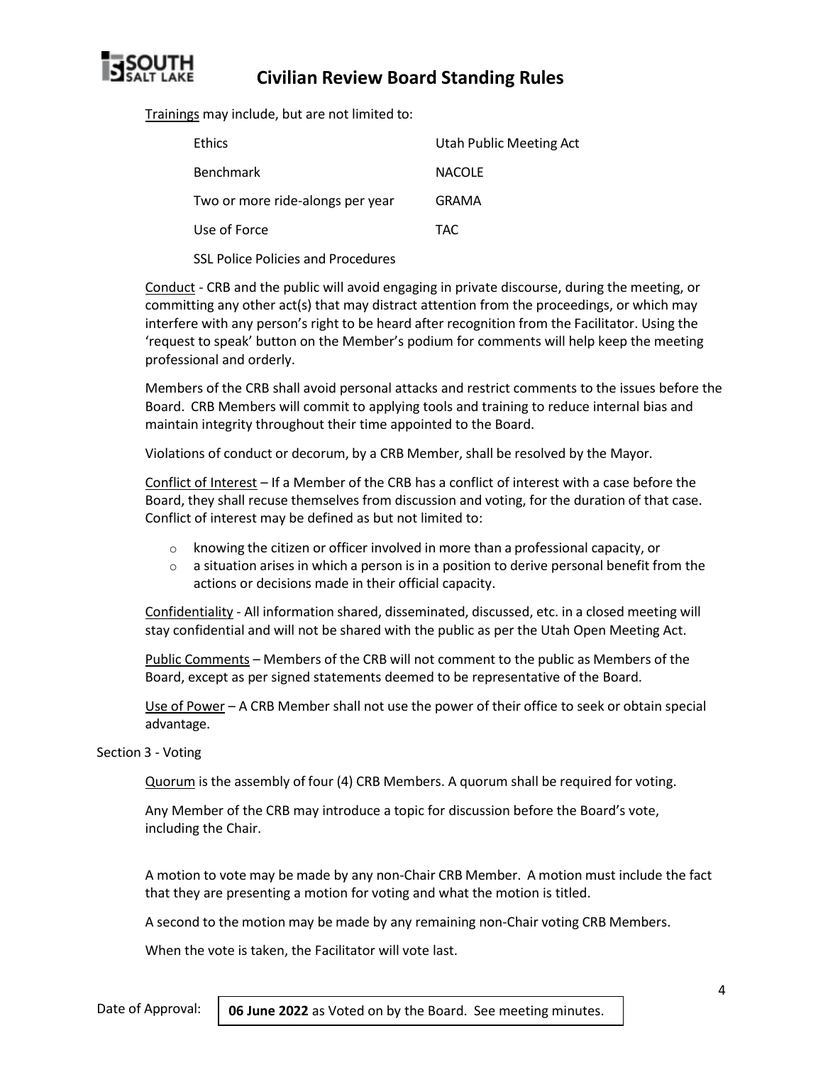Trainings may include, but are not limited to:

| | |
|---|---|
| Ethics | Utah Public Meeting Act |
| Benchmark | NACOLE |
| Two or more ride-alongs per year | GRAMA |
| Use of Force | TAC |
| SSL Police Policies and Procedures | |

Conduct - CRB and the public will avoid engaging in private discourse, during the meeting, or committing any other act(s) that may distract attention from the proceedings, or which may interfere with any person's right to be heard after recognition from the Facilitator. Using the 'request to speak' button on the Member's podium for comments will help keep the meeting professional and orderly.

Members of the CRB shall avoid personal attacks and restrict comments to the issues before the Board. CRB Members will commit to applying tools and training to reduce internal bias and maintain integrity throughout their time appointed to the Board.

Violations of conduct or decorum, by a CRB Member, shall be resolved by the Mayor.

Conflict of Interest – If a Member of the CRB has a conflict of interest with a case before the Board, they shall recuse themselves from discussion and voting, for the duration of that case. Conflict of interest may be defined as but not limited to:

- knowing the citizen or officer involved in more than a professional capacity, or
- a situation arises in which a person is in a position to derive personal benefit from the actions or decisions made in their official capacity.

Confidentiality - All information shared, disseminated, discussed, etc. in a closed meeting will stay confidential and will not be shared with the public as per the Utah Open Meeting Act.

Public Comments – Members of the CRB will not comment to the public as Members of the Board, except as per signed statements deemed to be representative of the Board.

Use of Power – A CRB Member shall not use the power of their office to seek or obtain special advantage.

Section 3 - Voting

Quorum is the assembly of four (4) CRB Members. A quorum shall be required for voting.

Any Member of the CRB may introduce a topic for discussion before the Board's vote, including the Chair.

A motion to vote may be made by any non-Chair CRB Member. A motion must include the fact that they are presenting a motion for voting and what the motion is titled.

A second to the motion may be made by any remaining non-Chair voting CRB Members.

When the vote is taken, the Facilitator will vote last.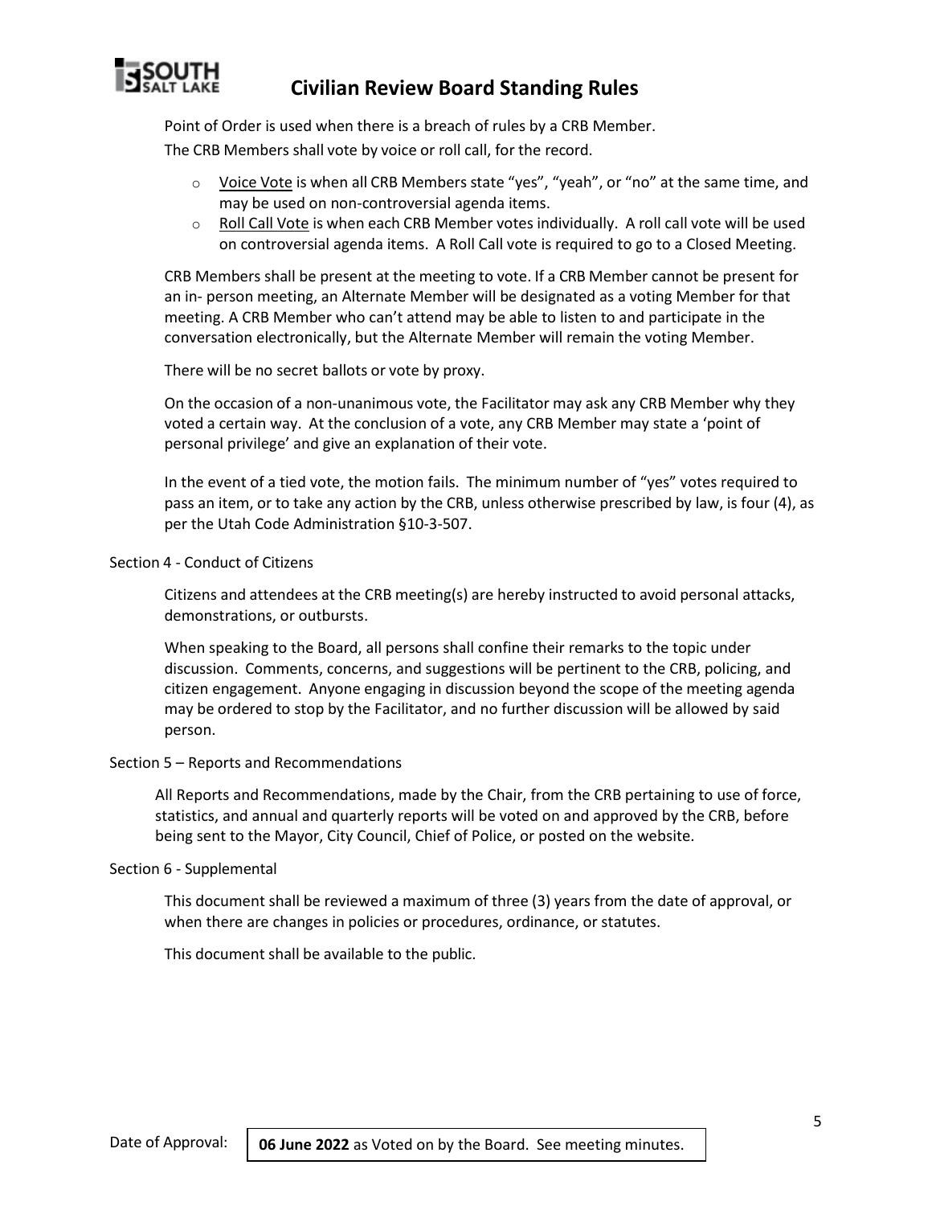Point of Order is used when there is a breach of rules by a CRB Member.

The CRB Members shall vote by voice or roll call, for the record.

- Voice Vote is when all CRB Members state "yes", "yeah", or "no" at the same time, and may be used on non-controversial agenda items.
- Roll Call Vote is when each CRB Member votes individually. A roll call vote will be used on controversial agenda items. A Roll Call vote is required to go to a Closed Meeting.

CRB Members shall be present at the meeting to vote. If a CRB Member cannot be present for an in- person meeting, an Alternate Member will be designated as a voting Member for that meeting. A CRB Member who can't attend may be able to listen to and participate in the conversation electronically, but the Alternate Member will remain the voting Member.

There will be no secret ballots or vote by proxy.

On the occasion of a non-unanimous vote, the Facilitator may ask any CRB Member why they voted a certain way. At the conclusion of a vote, any CRB Member may state a 'point of personal privilege' and give an explanation of their vote.

In the event of a tied vote, the motion fails. The minimum number of "yes" votes required to pass an item, or to take any action by the CRB, unless otherwise prescribed by law, is four (4), as per the Utah Code Administration §10-3-507.

Section 4 - Conduct of Citizens

Citizens and attendees at the CRB meeting(s) are hereby instructed to avoid personal attacks, demonstrations, or outbursts.

When speaking to the Board, all persons shall confine their remarks to the topic under discussion. Comments, concerns, and suggestions will be pertinent to the CRB, policing, and citizen engagement. Anyone engaging in discussion beyond the scope of the meeting agenda may be ordered to stop by the Facilitator, and no further discussion will be allowed by said person.

Section 5 – Reports and Recommendations

All Reports and Recommendations, made by the Chair, from the CRB pertaining to use of force, statistics, and annual and quarterly reports will be voted on and approved by the CRB, before being sent to the Mayor, City Council, Chief of Police, or posted on the website.

Section 6 - Supplemental

This document shall be reviewed a maximum of three (3) years from the date of approval, or when there are changes in policies or procedures, ordinance, or statutes.

This document shall be available to the public.

Date of Approval: **06 June 2022** as Voted on by the Board. See meeting minutes.